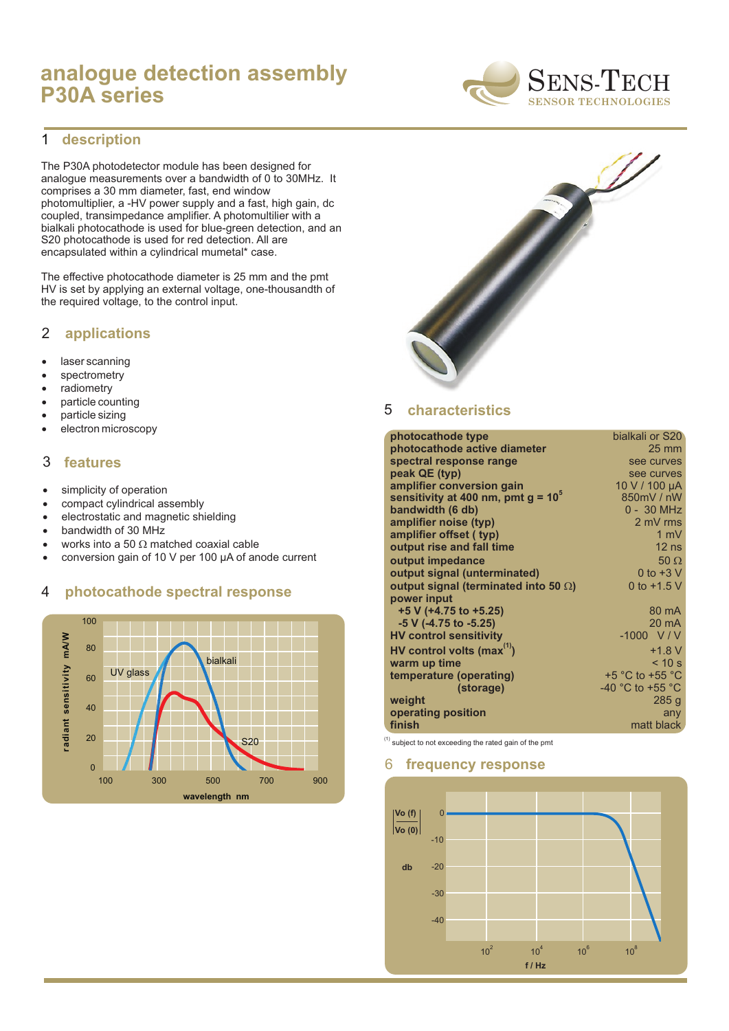# analogue detection assembly P30A series

## 1 description

The P30A photodetector module has been designed for analogue measurements over a bandwidth of 0 to 30MHz. It comprises a 30 mm diameter, fast, end window photomultiplier, a -HV power supply and a fast, high gain, dc coupled, transimpedance amplifier. A photomultilier with a bialkali photocathode is used for blue-green detection, and an S20 photocathode is used for red detection. All are encapsulated within a cylindrical mumetal* case.

The effective photocathode diameter is 25 mm and the pmt HV is set by applying an external voltage, one-thousandth of the required voltage, to the control input.

## 2 applications

- laser scanning
- spectrometry
- radiometry
- particle counting
- particle sizing
- electron microscopy

## 3 features

- simplicity of operation
- compact cylindrical assembly
- electrostatic and magnetic shielding
- bandwidth of 30 MHz
- works into a 50 Ω matched coaxial cable
- conversion gain of 10 V per 100 µA of anode current

## 4 photocathode spectral response

## 5 characteristics

| | |
|---|---|
| **photocathode type** | bialkali or S20 |
| **photocathode active diameter** | 25 mm |
| **spectral response range** | see curves |
| **peak QE (typ)** | see curves |
| **amplifier conversion gain** | 10 V / 100 µA |
| **sensitivity at 400 nm, pmt g = $10^5$** | 850mV / nW |
| **bandwidth (6 db)** | 0 - 30 MHz |
| **amplifier noise (typ)** | 2 mV rms |
| **amplifier offset ( typ)** | 1 mV |
| **output rise and fall time** | 12 ns |
| **output impedance** | 50 Ω |
| **output signal (unterminated)** | 0 to +3 V |
| **output signal (terminated into 50 Ω)** | 0 to +1.5 V |
| **power input** | |
| **+5 V (+4.75 to +5.25)** | 80 mA |
| **-5 V (-4.75 to -5.25)** | 20 mA |
| **HV control sensitivity** | -1000 V / V |
| **HV control volts (max[1])** | +1.8 V |
| **warm up time** | < 10 s |
| **temperature (operating)** | +5 °C to +55 °C |
| **(storage)** | -40 °C to +55 °C |
| **weight** | 285 g |
| **operating position** | any |
| **finish** | matt black |

[1] subject to not exceeding the rated gain of the pmt

## 6 frequency response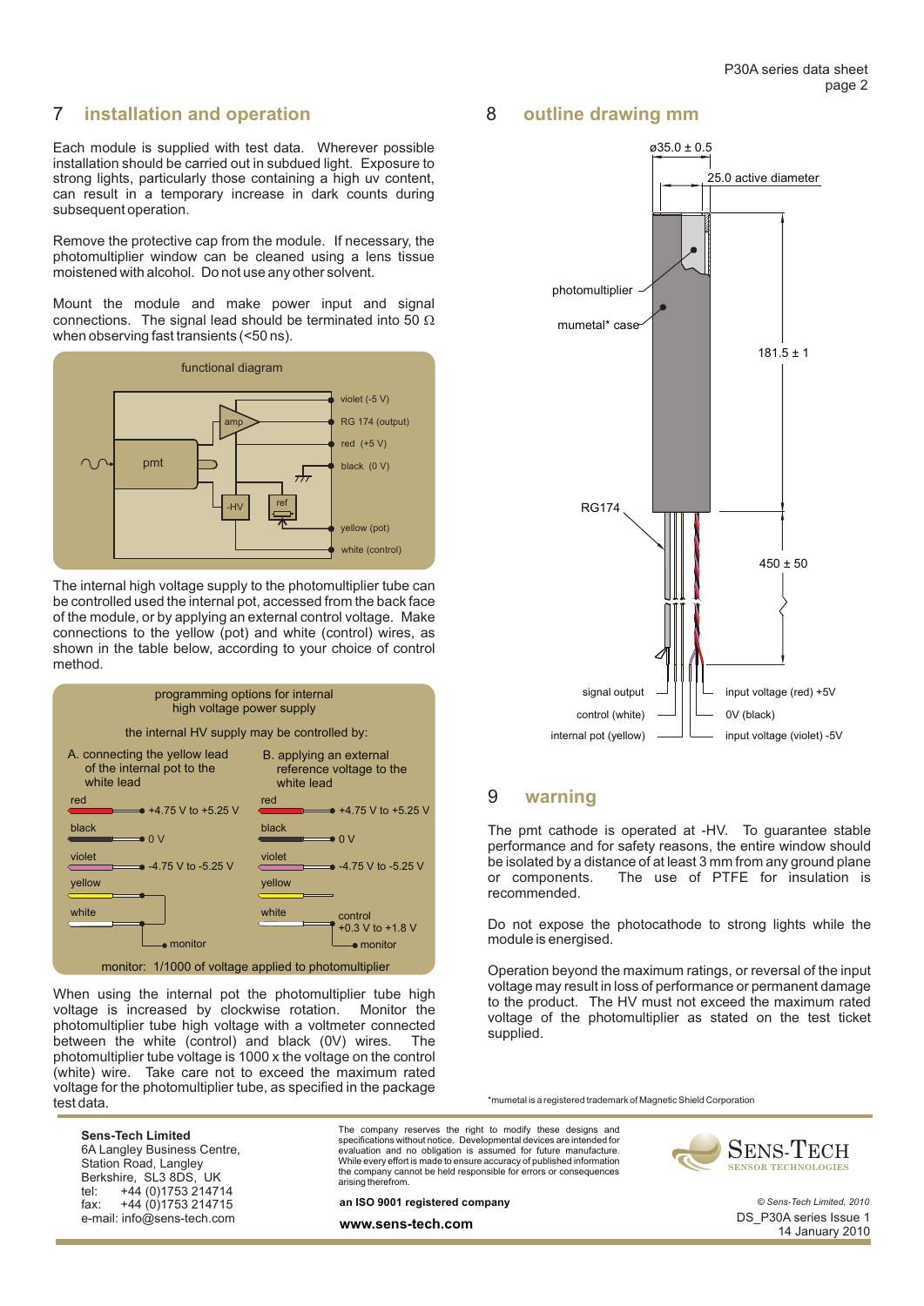## 7 installation and operation

Each module is supplied with test data. Wherever possible installation should be carried out in subdued light. Exposure to strong lights, particularly those containing a high uv content, can result in a temporary increase in dark counts during subsequent operation.

Remove the protective cap from the module. If necessary, the photomultiplier window can be cleaned using a lens tissue moistened with alcohol. Do not use any other solvent.

Mount the module and make power input and signal connections. The signal lead should be terminated into 50 Ω when observing fast transients (<50 ns).

functional diagram

pmt
amp
-HV
ref
violet (-5 V)
RG 174 (output)
red (+5 V)
black (0 V)
yellow (pot)
white (control)

The internal high voltage supply to the photomultiplier tube can be controlled used the internal pot, accessed from the back face of the module, or by applying an external control voltage. Make connections to the yellow (pot) and white (control) wires, as shown in the table below, according to your choice of control method.

programming options for internal high voltage power supply

the internal HV supply may be controlled by:

| A. connecting the yellow lead of the internal pot to the white lead | B. applying an external reference voltage to the white lead |
|---|---|
| red: +4.75 V to +5.25 V | red: +4.75 V to +5.25 V |
| black: 0 V | black: 0 V |
| violet: -4.75 V to -5.25 V | violet: -4.75 V to -5.25 V |
| yellow | yellow |
| white: monitor | white: control +0.3 V to +1.8 V; monitor |

monitor: 1/1000 of voltage applied to photomultiplier

When using the internal pot the photomultiplier tube high voltage is increased by clockwise rotation. Monitor the photomultiplier tube high voltage with a voltmeter connected between the white (control) and black (0V) wires. The photomultiplier tube voltage is 1000 x the voltage on the control (white) wire. Take care not to exceed the maximum rated voltage for the photomultiplier tube, as specified in the package test data.

## 8 outline drawing mm

ø35.0 ± 0.5
25.0 active diameter
photomultiplier
mumetal* case
181.5 ± 1
RG174
450 ± 50
signal output
control (white)
internal pot (yellow)
input voltage (red) +5V
0V (black)
input voltage (violet) -5V

## 9 warning

The pmt cathode is operated at -HV. To guarantee stable performance and for safety reasons, the entire window should be isolated by a distance of at least 3 mm from any ground plane or components. The use of PTFE for insulation is recommended.

Do not expose the photocathode to strong lights while the module is energised.

Operation beyond the maximum ratings, or reversal of the input voltage may result in loss of performance or permanent damage to the product. The HV must not exceed the maximum rated voltage of the photomultiplier as stated on the test ticket supplied.

*mumetal is a registered trademark of Magnetic Shield Corporation

**Sens-Tech Limited**
6A Langley Business Centre,
Station Road, Langley
Berkshire, SL3 8DS, UK
tel: +44 (0)1753 214714
fax: +44 (0)1753 214715
e-mail: info@sens-tech.com

The company reserves the right to modify these designs and specifications without notice. Developmental devices are intended for evaluation and no obligation is assumed for future manufacture. While every effort is made to ensure accuracy of published information the company cannot be held responsible for errors or consequences arising therefrom.

**an ISO 9001 registered company**

**www.sens-tech.com**

SENS-TECH SENSOR TECHNOLOGIES

*© Sens-Tech Limited, 2010*
DS_P30A series Issue 1
14 January 2010